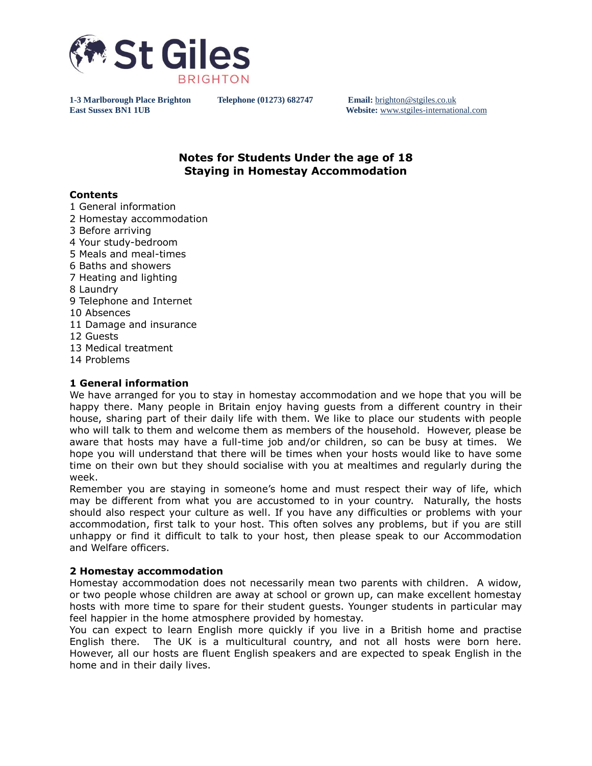St Giles
BRIGHTON

**1-3 Marlborough Place Brighton East Sussex BN1 1UB** **Telephone (01273) 682747** **Email:** brighton@stgiles.co.uk **Website:** www.stgiles-international.com

# Notes for Students Under the age of 18 Staying in Homestay Accommodation

**Contents**

1 General information
2 Homestay accommodation
3 Before arriving
4 Your study-bedroom
5 Meals and meal-times
6 Baths and showers
7 Heating and lighting
8 Laundry
9 Telephone and Internet
10 Absences
11 Damage and insurance
12 Guests
13 Medical treatment
14 Problems

## 1 General information

We have arranged for you to stay in homestay accommodation and we hope that you will be happy there. Many people in Britain enjoy having guests from a different country in their house, sharing part of their daily life with them. We like to place our students with people who will talk to them and welcome them as members of the household. However, please be aware that hosts may have a full-time job and/or children, so can be busy at times. We hope you will understand that there will be times when your hosts would like to have some time on their own but they should socialise with you at mealtimes and regularly during the week.

Remember you are staying in someone's home and must respect their way of life, which may be different from what you are accustomed to in your country. Naturally, the hosts should also respect your culture as well. If you have any difficulties or problems with your accommodation, first talk to your host. This often solves any problems, but if you are still unhappy or find it difficult to talk to your host, then please speak to our Accommodation and Welfare officers.

## 2 Homestay accommodation

Homestay accommodation does not necessarily mean two parents with children. A widow, or two people whose children are away at school or grown up, can make excellent homestay hosts with more time to spare for their student guests. Younger students in particular may feel happier in the home atmosphere provided by homestay.

You can expect to learn English more quickly if you live in a British home and practise English there. The UK is a multicultural country, and not all hosts were born here. However, all our hosts are fluent English speakers and are expected to speak English in the home and in their daily lives.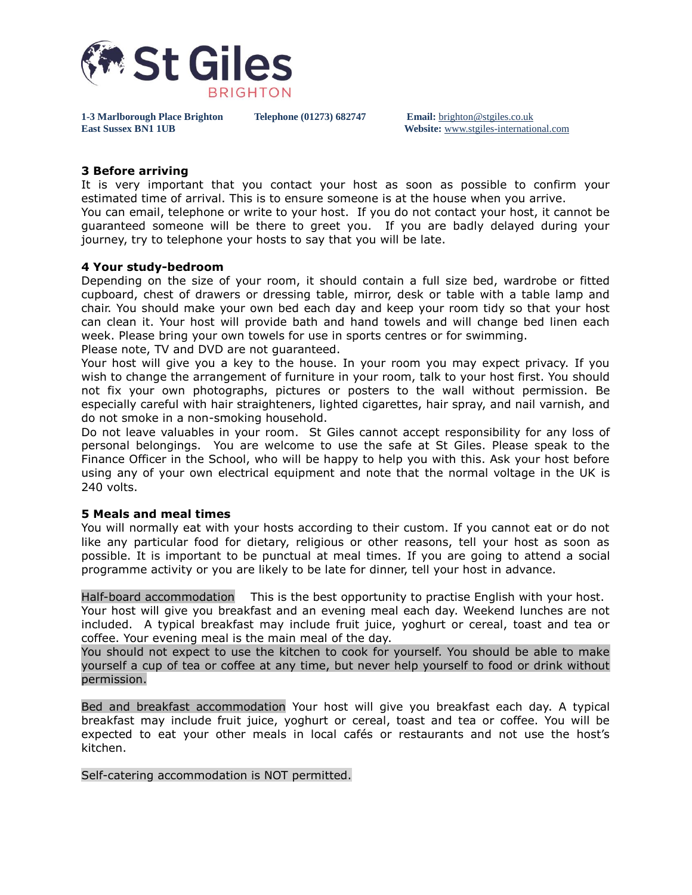**1-3 Marlborough Place Brighton East Sussex BN1 1UB** **Telephone (01273) 682747** **Email:** brighton@stgiles.co.uk **Website:** www.stgiles-international.com

### 3 Before arriving

It is very important that you contact your host as soon as possible to confirm your estimated time of arrival. This is to ensure someone is at the house when you arrive.
You can email, telephone or write to your host. If you do not contact your host, it cannot be guaranteed someone will be there to greet you. If you are badly delayed during your journey, try to telephone your hosts to say that you will be late.

### 4 Your study-bedroom

Depending on the size of your room, it should contain a full size bed, wardrobe or fitted cupboard, chest of drawers or dressing table, mirror, desk or table with a table lamp and chair. You should make your own bed each day and keep your room tidy so that your host can clean it. Your host will provide bath and hand towels and will change bed linen each week. Please bring your own towels for use in sports centres or for swimming.
Please note, TV and DVD are not guaranteed.
Your host will give you a key to the house. In your room you may expect privacy. If you wish to change the arrangement of furniture in your room, talk to your host first. You should not fix your own photographs, pictures or posters to the wall without permission. Be especially careful with hair straighteners, lighted cigarettes, hair spray, and nail varnish, and do not smoke in a non-smoking household.
Do not leave valuables in your room. St Giles cannot accept responsibility for any loss of personal belongings. You are welcome to use the safe at St Giles. Please speak to the Finance Officer in the School, who will be happy to help you with this. Ask your host before using any of your own electrical equipment and note that the normal voltage in the UK is 240 volts.

### 5 Meals and meal times

You will normally eat with your hosts according to their custom. If you cannot eat or do not like any particular food for dietary, religious or other reasons, tell your host as soon as possible. It is important to be punctual at meal times. If you are going to attend a social programme activity or you are likely to be late for dinner, tell your host in advance.

Half-board accommodation This is the best opportunity to practise English with your host. Your host will give you breakfast and an evening meal each day. Weekend lunches are not included. A typical breakfast may include fruit juice, yoghurt or cereal, toast and tea or coffee. Your evening meal is the main meal of the day.
You should not expect to use the kitchen to cook for yourself. You should be able to make yourself a cup of tea or coffee at any time, but never help yourself to food or drink without permission.

Bed and breakfast accommodation Your host will give you breakfast each day. A typical breakfast may include fruit juice, yoghurt or cereal, toast and tea or coffee. You will be expected to eat your other meals in local cafés or restaurants and not use the host's kitchen.

Self-catering accommodation is NOT permitted.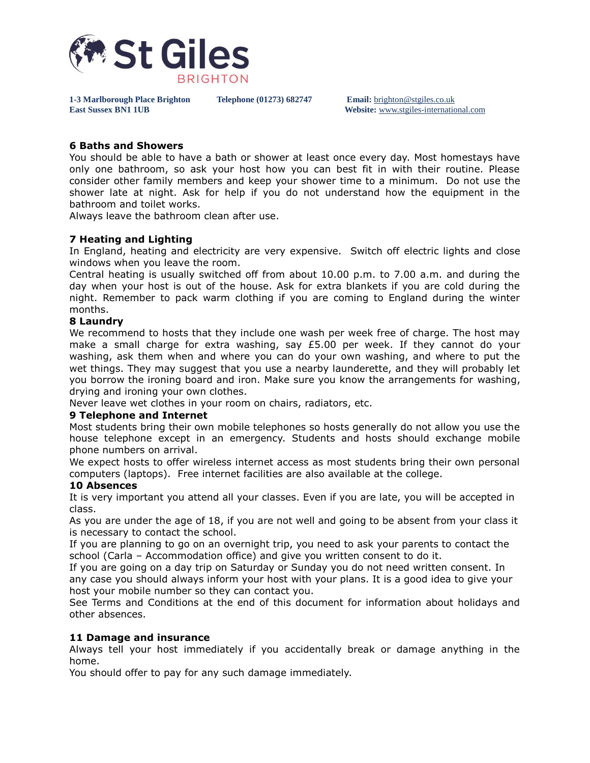## 6 Baths and Showers

You should be able to have a bath or shower at least once every day. Most homestays have only one bathroom, so ask your host how you can best fit in with their routine. Please consider other family members and keep your shower time to a minimum. Do not use the shower late at night. Ask for help if you do not understand how the equipment in the bathroom and toilet works.

Always leave the bathroom clean after use.

## 7 Heating and Lighting

In England, heating and electricity are very expensive. Switch off electric lights and close windows when you leave the room.

Central heating is usually switched off from about 10.00 p.m. to 7.00 a.m. and during the day when your host is out of the house. Ask for extra blankets if you are cold during the night. Remember to pack warm clothing if you are coming to England during the winter months.

## 8 Laundry

We recommend to hosts that they include one wash per week free of charge. The host may make a small charge for extra washing, say £5.00 per week. If they cannot do your washing, ask them when and where you can do your own washing, and where to put the wet things. They may suggest that you use a nearby launderette, and they will probably let you borrow the ironing board and iron. Make sure you know the arrangements for washing, drying and ironing your own clothes.

Never leave wet clothes in your room on chairs, radiators, etc.

## 9 Telephone and Internet

Most students bring their own mobile telephones so hosts generally do not allow you use the house telephone except in an emergency. Students and hosts should exchange mobile phone numbers on arrival.

We expect hosts to offer wireless internet access as most students bring their own personal computers (laptops). Free internet facilities are also available at the college.

## 10 Absences

It is very important you attend all your classes. Even if you are late, you will be accepted in class.

As you are under the age of 18, if you are not well and going to be absent from your class it is necessary to contact the school.

If you are planning to go on an overnight trip, you need to ask your parents to contact the school (Carla – Accommodation office) and give you written consent to do it.

If you are going on a day trip on Saturday or Sunday you do not need written consent. In any case you should always inform your host with your plans. It is a good idea to give your host your mobile number so they can contact you.

See Terms and Conditions at the end of this document for information about holidays and other absences.

## 11 Damage and insurance

Always tell your host immediately if you accidentally break or damage anything in the home.

You should offer to pay for any such damage immediately.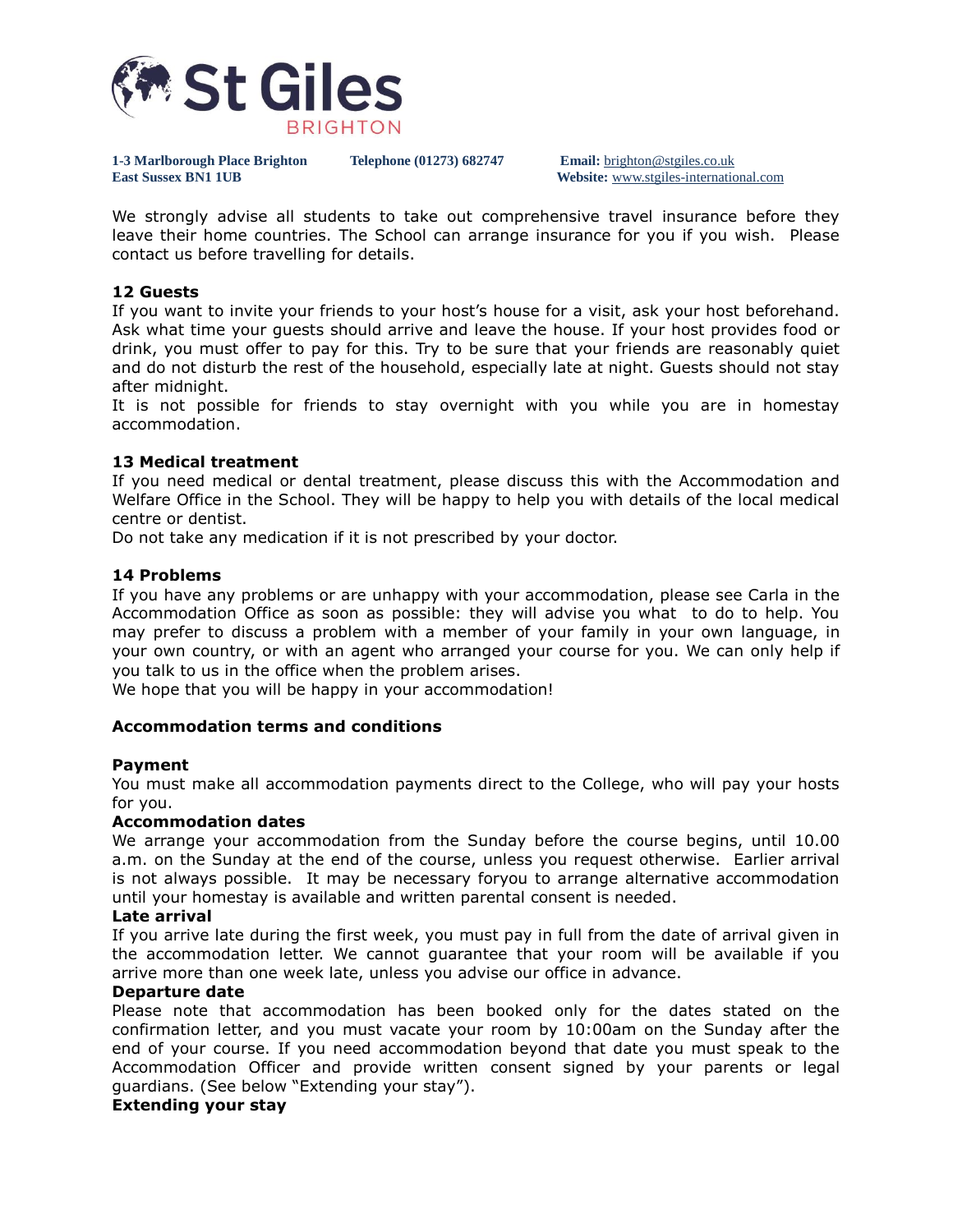St Giles BRIGHTON

**1-3 Marlborough Place Brighton East Sussex BN1 1UB** **Telephone (01273) 682747** **Email:** brighton@stgiles.co.uk **Website:** www.stgiles-international.com

We strongly advise all students to take out comprehensive travel insurance before they leave their home countries. The School can arrange insurance for you if you wish. Please contact us before travelling for details.

**12 Guests**
If you want to invite your friends to your host's house for a visit, ask your host beforehand. Ask what time your guests should arrive and leave the house. If your host provides food or drink, you must offer to pay for this. Try to be sure that your friends are reasonably quiet and do not disturb the rest of the household, especially late at night. Guests should not stay after midnight.
It is not possible for friends to stay overnight with you while you are in homestay accommodation.

**13 Medical treatment**
If you need medical or dental treatment, please discuss this with the Accommodation and Welfare Office in the School. They will be happy to help you with details of the local medical centre or dentist.
Do not take any medication if it is not prescribed by your doctor.

**14 Problems**
If you have any problems or are unhappy with your accommodation, please see Carla in the Accommodation Office as soon as possible: they will advise you what to do to help. You may prefer to discuss a problem with a member of your family in your own language, in your own country, or with an agent who arranged your course for you. We can only help if you talk to us in the office when the problem arises.
We hope that you will be happy in your accommodation!

**Accommodation terms and conditions**

**Payment**
You must make all accommodation payments direct to the College, who will pay your hosts for you.

**Accommodation dates**
We arrange your accommodation from the Sunday before the course begins, until 10.00 a.m. on the Sunday at the end of the course, unless you request otherwise. Earlier arrival is not always possible. It may be necessary foryou to arrange alternative accommodation until your homestay is available and written parental consent is needed.

**Late arrival**
If you arrive late during the first week, you must pay in full from the date of arrival given in the accommodation letter. We cannot guarantee that your room will be available if you arrive more than one week late, unless you advise our office in advance.

**Departure date**
Please note that accommodation has been booked only for the dates stated on the confirmation letter, and you must vacate your room by 10:00am on the Sunday after the end of your course. If you need accommodation beyond that date you must speak to the Accommodation Officer and provide written consent signed by your parents or legal guardians. (See below "Extending your stay").

**Extending your stay**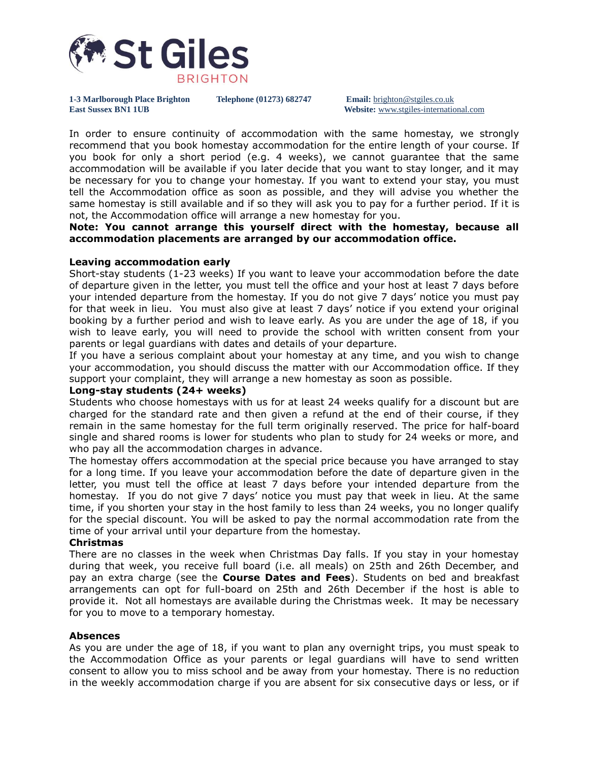In order to ensure continuity of accommodation with the same homestay, we strongly recommend that you book homestay accommodation for the entire length of your course. If you book for only a short period (e.g. 4 weeks), we cannot guarantee that the same accommodation will be available if you later decide that you want to stay longer, and it may be necessary for you to change your homestay. If you want to extend your stay, you must tell the Accommodation office as soon as possible, and they will advise you whether the same homestay is still available and if so they will ask you to pay for a further period. If it is not, the Accommodation office will arrange a new homestay for you.

**Note: You cannot arrange this yourself direct with the homestay, because all accommodation placements are arranged by our accommodation office.**

**Leaving accommodation early**

Short-stay students (1-23 weeks) If you want to leave your accommodation before the date of departure given in the letter, you must tell the office and your host at least 7 days before your intended departure from the homestay. If you do not give 7 days' notice you must pay for that week in lieu. You must also give at least 7 days' notice if you extend your original booking by a further period and wish to leave early. As you are under the age of 18, if you wish to leave early, you will need to provide the school with written consent from your parents or legal guardians with dates and details of your departure.

If you have a serious complaint about your homestay at any time, and you wish to change your accommodation, you should discuss the matter with our Accommodation office. If they support your complaint, they will arrange a new homestay as soon as possible.

**Long-stay students (24+ weeks)**

Students who choose homestays with us for at least 24 weeks qualify for a discount but are charged for the standard rate and then given a refund at the end of their course, if they remain in the same homestay for the full term originally reserved. The price for half-board single and shared rooms is lower for students who plan to study for 24 weeks or more, and who pay all the accommodation charges in advance.

The homestay offers accommodation at the special price because you have arranged to stay for a long time. If you leave your accommodation before the date of departure given in the letter, you must tell the office at least 7 days before your intended departure from the homestay. If you do not give 7 days' notice you must pay that week in lieu. At the same time, if you shorten your stay in the host family to less than 24 weeks, you no longer qualify for the special discount. You will be asked to pay the normal accommodation rate from the time of your arrival until your departure from the homestay.

**Christmas**

There are no classes in the week when Christmas Day falls. If you stay in your homestay during that week, you receive full board (i.e. all meals) on 25th and 26th December, and pay an extra charge (see the **Course Dates and Fees**). Students on bed and breakfast arrangements can opt for full-board on 25th and 26th December if the host is able to provide it. Not all homestays are available during the Christmas week. It may be necessary for you to move to a temporary homestay.

**Absences**

As you are under the age of 18, if you want to plan any overnight trips, you must speak to the Accommodation Office as your parents or legal guardians will have to send written consent to allow you to miss school and be away from your homestay. There is no reduction in the weekly accommodation charge if you are absent for six consecutive days or less, or if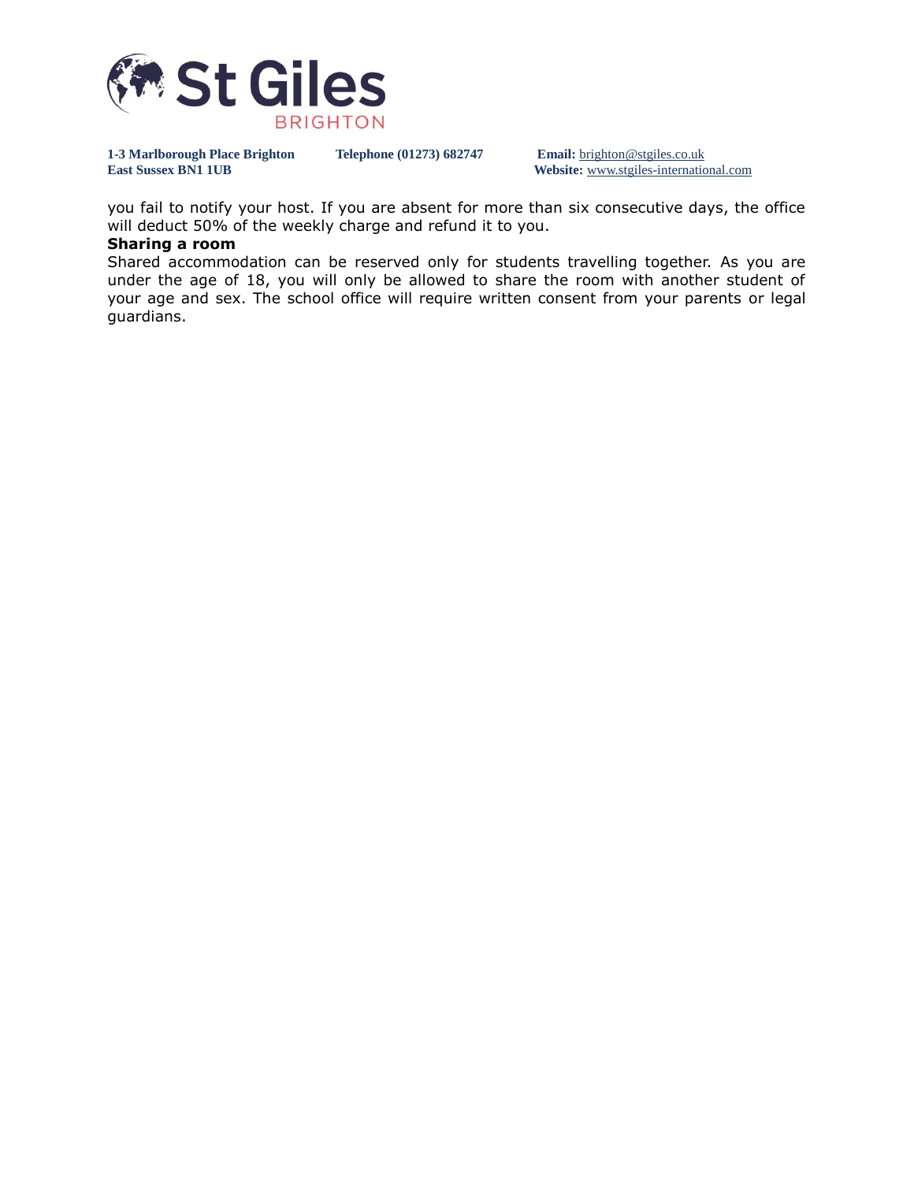you fail to notify your host. If you are absent for more than six consecutive days, the office will deduct 50% of the weekly charge and refund it to you.

**Sharing a room**

Shared accommodation can be reserved only for students travelling together. As you are under the age of 18, you will only be allowed to share the room with another student of your age and sex. The school office will require written consent from your parents or legal guardians.